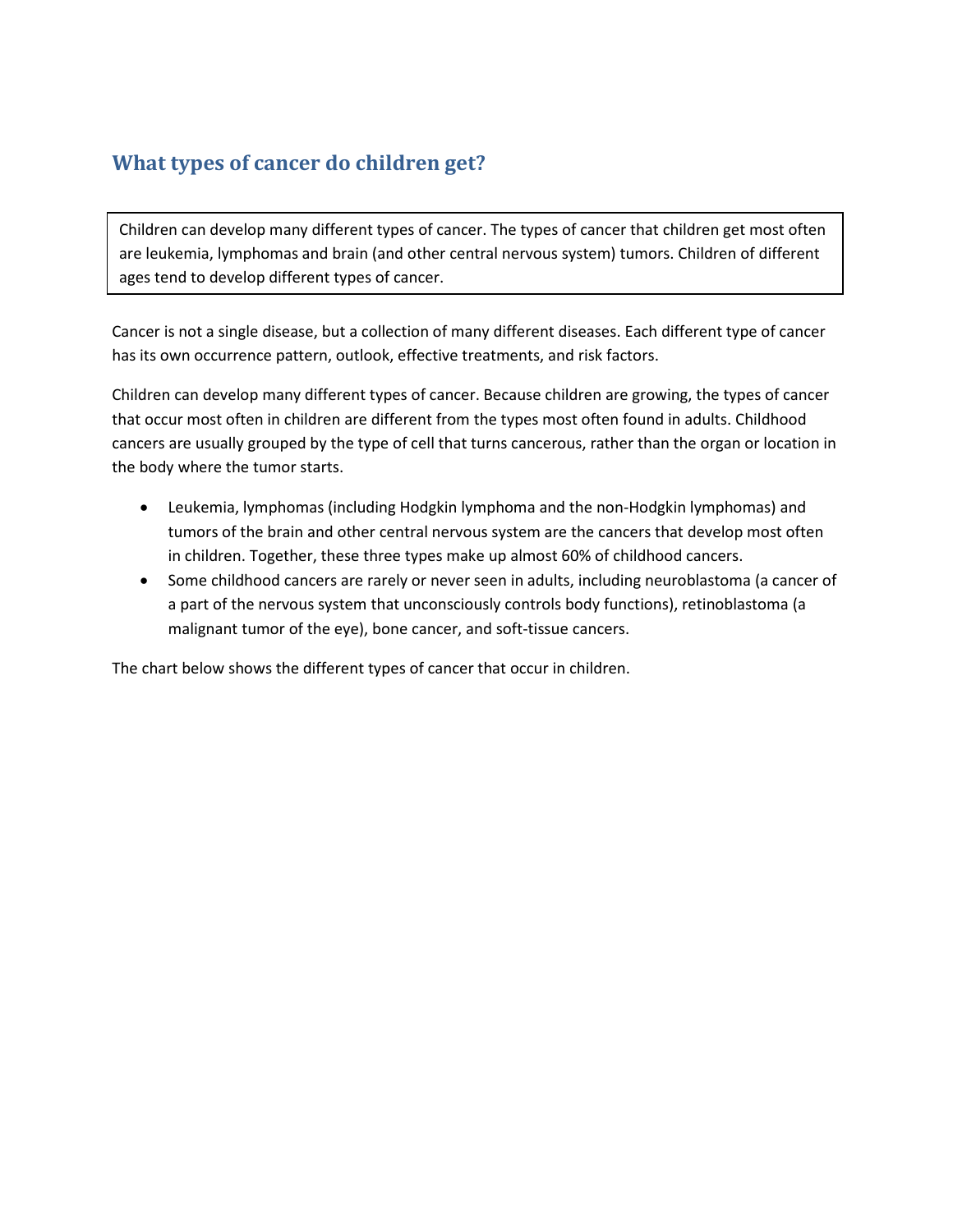## What types of cancer do children get?

Children can develop many different types of cancer. The types of cancer that children get most often are leukemia, lymphomas and brain (and other central nervous system) tumors. Children of different ages tend to develop different types of cancer.

Cancer is not a single disease, but a collection of many different diseases. Each different type of cancer has its own occurrence pattern, outlook, effective treatments, and risk factors.

Children can develop many different types of cancer. Because children are growing, the types of cancer that occur most often in children are different from the types most often found in adults. Childhood cancers are usually grouped by the type of cell that turns cancerous, rather than the organ or location in the body where the tumor starts.

- Leukemia, lymphomas (including Hodgkin lymphoma and the non-Hodgkin lymphomas) and tumors of the brain and other central nervous system are the cancers that develop most often in children. Together, these three types make up almost 60% of childhood cancers.
- Some childhood cancers are rarely or never seen in adults, including neuroblastoma (a cancer of a part of the nervous system that unconsciously controls body functions), retinoblastoma (a malignant tumor of the eye), bone cancer, and soft-tissue cancers.

The chart below shows the different types of cancer that occur in children.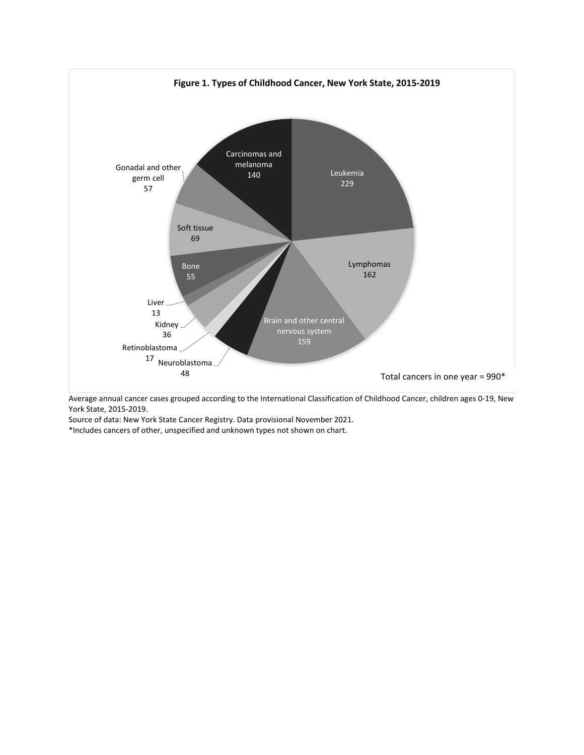**Figure 1. Types of Childhood Cancer, New York State, 2015-2019**

| Cancer type | Average annual cases |
|---|---|
| Leukemia | 229 |
| Lymphomas | 162 |
| Brain and other central nervous system | 159 |
| Neuroblastoma | 48 |
| Retinoblastoma | 17 |
| Kidney | 36 |
| Liver | 13 |
| Bone | 55 |
| Soft tissue | 69 |
| Gonadal and other germ cell | 57 |
| Carcinomas and melanoma | 140 |

Total cancers in one year = 990*

Average annual cancer cases grouped according to the International Classification of Childhood Cancer, children ages 0-19, New York State, 2015-2019.

Source of data: New York State Cancer Registry. Data provisional November 2021.

*Includes cancers of other, unspecified and unknown types not shown on chart.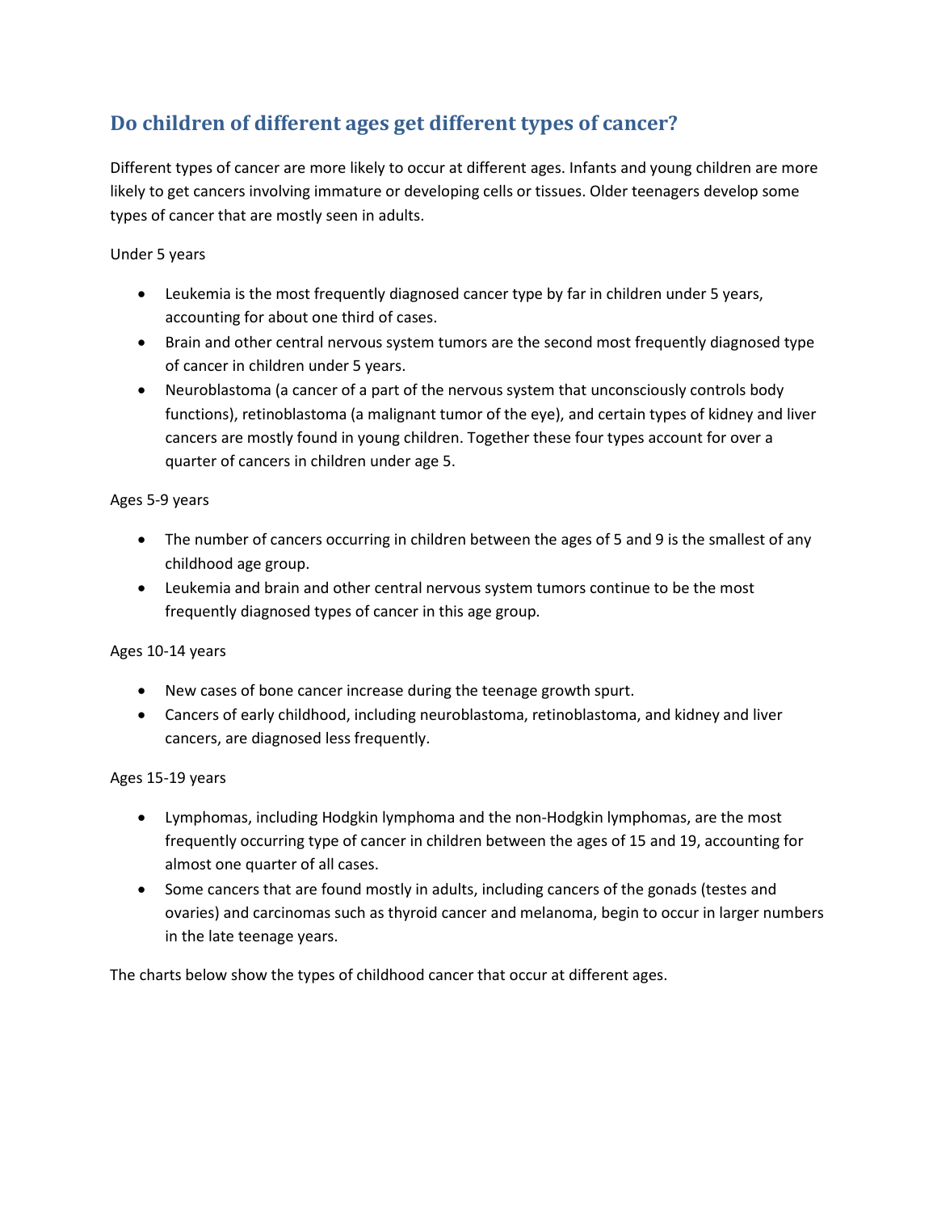## Do children of different ages get different types of cancer?

Different types of cancer are more likely to occur at different ages. Infants and young children are more likely to get cancers involving immature or developing cells or tissues. Older teenagers develop some types of cancer that are mostly seen in adults.

Under 5 years

- Leukemia is the most frequently diagnosed cancer type by far in children under 5 years, accounting for about one third of cases.
- Brain and other central nervous system tumors are the second most frequently diagnosed type of cancer in children under 5 years.
- Neuroblastoma (a cancer of a part of the nervous system that unconsciously controls body functions), retinoblastoma (a malignant tumor of the eye), and certain types of kidney and liver cancers are mostly found in young children. Together these four types account for over a quarter of cancers in children under age 5.

Ages 5-9 years

- The number of cancers occurring in children between the ages of 5 and 9 is the smallest of any childhood age group.
- Leukemia and brain and other central nervous system tumors continue to be the most frequently diagnosed types of cancer in this age group.

Ages 10-14 years

- New cases of bone cancer increase during the teenage growth spurt.
- Cancers of early childhood, including neuroblastoma, retinoblastoma, and kidney and liver cancers, are diagnosed less frequently.

Ages 15-19 years

- Lymphomas, including Hodgkin lymphoma and the non-Hodgkin lymphomas, are the most frequently occurring type of cancer in children between the ages of 15 and 19, accounting for almost one quarter of all cases.
- Some cancers that are found mostly in adults, including cancers of the gonads (testes and ovaries) and carcinomas such as thyroid cancer and melanoma, begin to occur in larger numbers in the late teenage years.

The charts below show the types of childhood cancer that occur at different ages.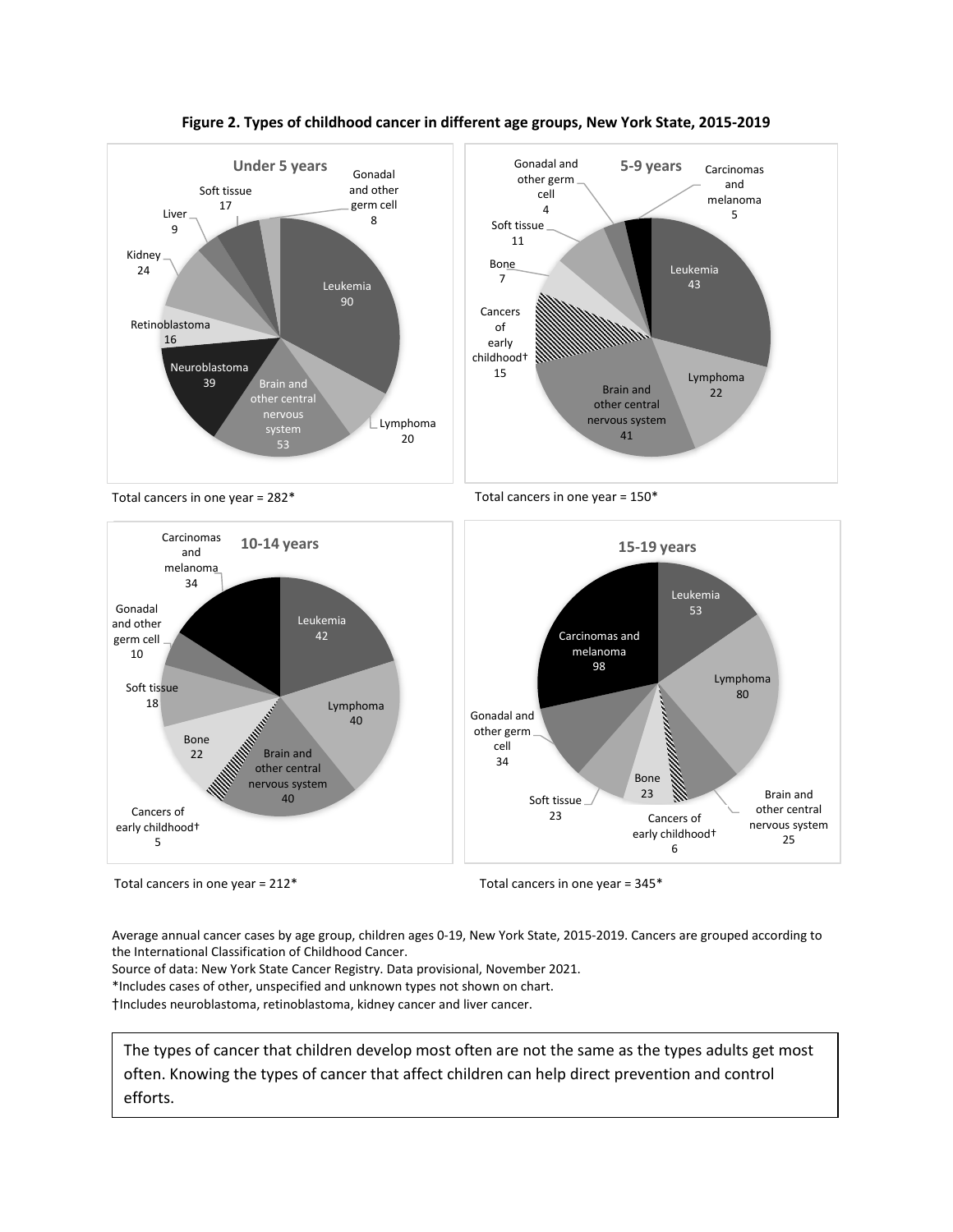**Figure 2. Types of childhood cancer in different age groups, New York State, 2015-2019**

**Under 5 years**

Leukemia 90
Lymphoma 20
Brain and other central nervous system 53
Neuroblastoma 39
Retinoblastoma 16
Kidney 24
Liver 9
Soft tissue 17
Gonadal and other germ cell 8

Total cancers in one year = 282*

**5-9 years**

Leukemia 43
Lymphoma 22
Brain and other central nervous system 41
Cancers of early childhood† 15
Bone 7
Soft tissue 11
Gonadal and other germ cell 4
Carcinomas and melanoma 5

Total cancers in one year = 150*

**10-14 years**

Leukemia 42
Lymphoma 40
Brain and other central nervous system 40
Cancers of early childhood† 5
Bone 22
Soft tissue 18
Gonadal and other germ cell 10
Carcinomas and melanoma 34

Total cancers in one year = 212*

**15-19 years**

Leukemia 53
Lymphoma 80
Brain and other central nervous system 25
Cancers of early childhood† 6
Bone 23
Soft tissue 23
Gonadal and other germ cell 34
Carcinomas and melanoma 98

Total cancers in one year = 345*

Average annual cancer cases by age group, children ages 0-19, New York State, 2015-2019. Cancers are grouped according to the International Classification of Childhood Cancer.

Source of data: New York State Cancer Registry. Data provisional, November 2021.

*Includes cases of other, unspecified and unknown types not shown on chart.

†Includes neuroblastoma, retinoblastoma, kidney cancer and liver cancer.

The types of cancer that children develop most often are not the same as the types adults get most often. Knowing the types of cancer that affect children can help direct prevention and control efforts.